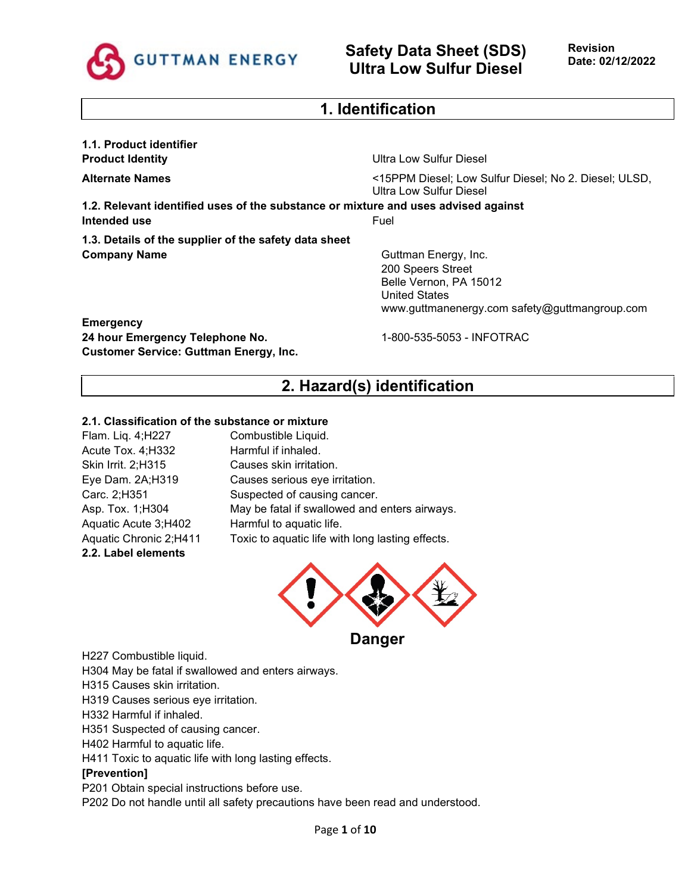# Safety Data Sheet (SDS)
# Ultra Low Sulfur Diesel

**Revision Date: 02/12/2022**

## 1. Identification

### 1.1. Product identifier

| | |
|---|---|
| **Product Identity** | Ultra Low Sulfur Diesel |
| **Alternate Names** | <15PPM Diesel; Low Sulfur Diesel; No 2. Diesel; ULSD, Ultra Low Sulfur Diesel |

### 1.2. Relevant identified uses of the substance or mixture and uses advised against

| | |
|---|---|
| **Intended use** | Fuel |

### 1.3. Details of the supplier of the safety data sheet

**Company Name**

Guttman Energy, Inc.
200 Speers Street
Belle Vernon, PA 15012
United States
www.guttmanenergy.com safety@guttmangroup.com

**Emergency**
**24 hour Emergency Telephone No.** 1-800-535-5053 - INFOTRAC
**Customer Service: Guttman Energy, Inc.**

## 2. Hazard(s) identification

### 2.1. Classification of the substance or mixture

| | |
|---|---|
| Flam. Liq. 4;H227 | Combustible Liquid. |
| Acute Tox. 4;H332 | Harmful if inhaled. |
| Skin Irrit. 2;H315 | Causes skin irritation. |
| Eye Dam. 2A;H319 | Causes serious eye irritation. |
| Carc. 2;H351 | Suspected of causing cancer. |
| Asp. Tox. 1;H304 | May be fatal if swallowed and enters airways. |
| Aquatic Acute 3;H402 | Harmful to aquatic life. |
| Aquatic Chronic 2;H411 | Toxic to aquatic life with long lasting effects. |

### 2.2. Label elements

**Danger**

H227 Combustible liquid.
H304 May be fatal if swallowed and enters airways.
H315 Causes skin irritation.
H319 Causes serious eye irritation.
H332 Harmful if inhaled.
H351 Suspected of causing cancer.
H402 Harmful to aquatic life.
H411 Toxic to aquatic life with long lasting effects.

**[Prevention]**

P201 Obtain special instructions before use.
P202 Do not handle until all safety precautions have been read and understood.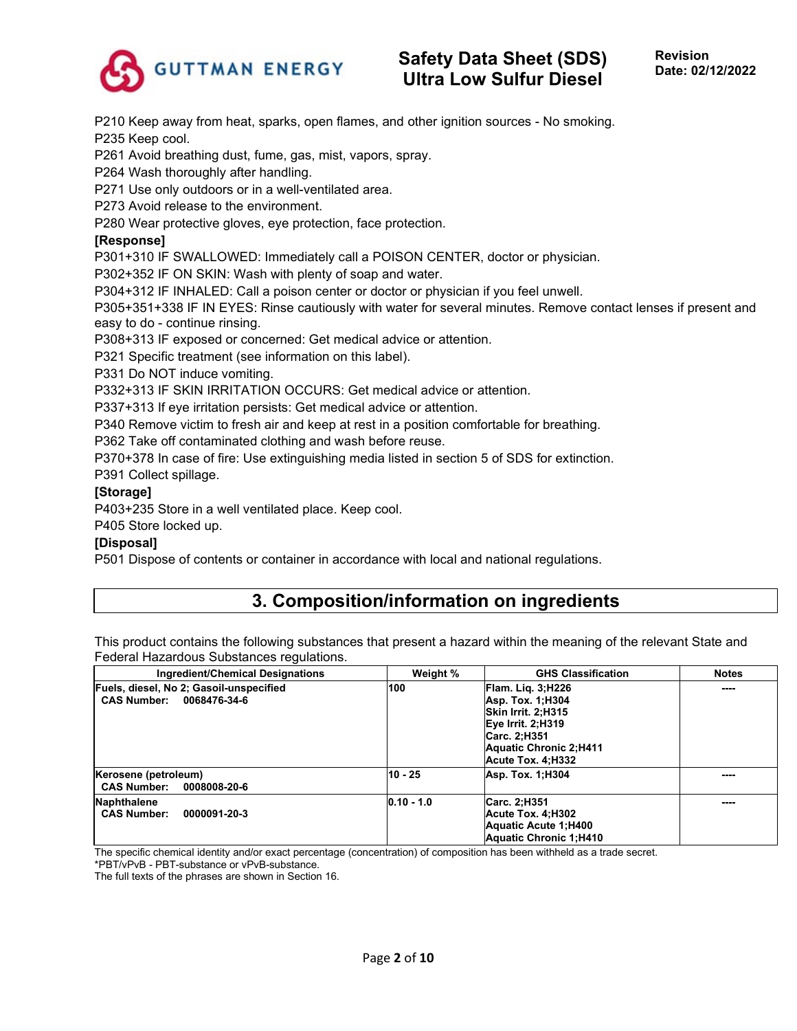P210 Keep away from heat, sparks, open flames, and other ignition sources - No smoking.
P235 Keep cool.
P261 Avoid breathing dust, fume, gas, mist, vapors, spray.
P264 Wash thoroughly after handling.
P271 Use only outdoors or in a well-ventilated area.
P273 Avoid release to the environment.
P280 Wear protective gloves, eye protection, face protection.

**[Response]**

P301+310 IF SWALLOWED: Immediately call a POISON CENTER, doctor or physician.
P302+352 IF ON SKIN: Wash with plenty of soap and water.
P304+312 IF INHALED: Call a poison center or doctor or physician if you feel unwell.
P305+351+338 IF IN EYES: Rinse cautiously with water for several minutes. Remove contact lenses if present and easy to do - continue rinsing.
P308+313 IF exposed or concerned: Get medical advice or attention.
P321 Specific treatment (see information on this label).
P331 Do NOT induce vomiting.
P332+313 IF SKIN IRRITATION OCCURS: Get medical advice or attention.
P337+313 If eye irritation persists: Get medical advice or attention.
P340 Remove victim to fresh air and keep at rest in a position comfortable for breathing.
P362 Take off contaminated clothing and wash before reuse.
P370+378 In case of fire: Use extinguishing media listed in section 5 of SDS for extinction.
P391 Collect spillage.

**[Storage]**

P403+235 Store in a well ventilated place. Keep cool.
P405 Store locked up.

**[Disposal]**

P501 Dispose of contents or container in accordance with local and national regulations.

## 3. Composition/information on ingredients

This product contains the following substances that present a hazard within the meaning of the relevant State and Federal Hazardous Substances regulations.

| Ingredient/Chemical Designations | Weight % | GHS Classification | Notes |
|---|---|---|---|
| **Fuels, diesel, No 2; Gasoil-unspecified**<br>**CAS Number: 0068476-34-6** | **100** | **Flam. Liq. 3;H226**<br>**Asp. Tox. 1;H304**<br>**Skin Irrit. 2;H315**<br>**Eye Irrit. 2;H319**<br>**Carc. 2;H351**<br>**Aquatic Chronic 2;H411**<br>**Acute Tox. 4;H332** | ---- |
| **Kerosene (petroleum)**<br>**CAS Number: 0008008-20-6** | **10 - 25** | **Asp. Tox. 1;H304** | ---- |
| **Naphthalene**<br>**CAS Number: 0000091-20-3** | **0.10 - 1.0** | **Carc. 2;H351**<br>**Acute Tox. 4;H302**<br>**Aquatic Acute 1;H400**<br>**Aquatic Chronic 1;H410** | ---- |

The specific chemical identity and/or exact percentage (concentration) of composition has been withheld as a trade secret.
*PBT/vPvB - PBT-substance or vPvB-substance.
The full texts of the phrases are shown in Section 16.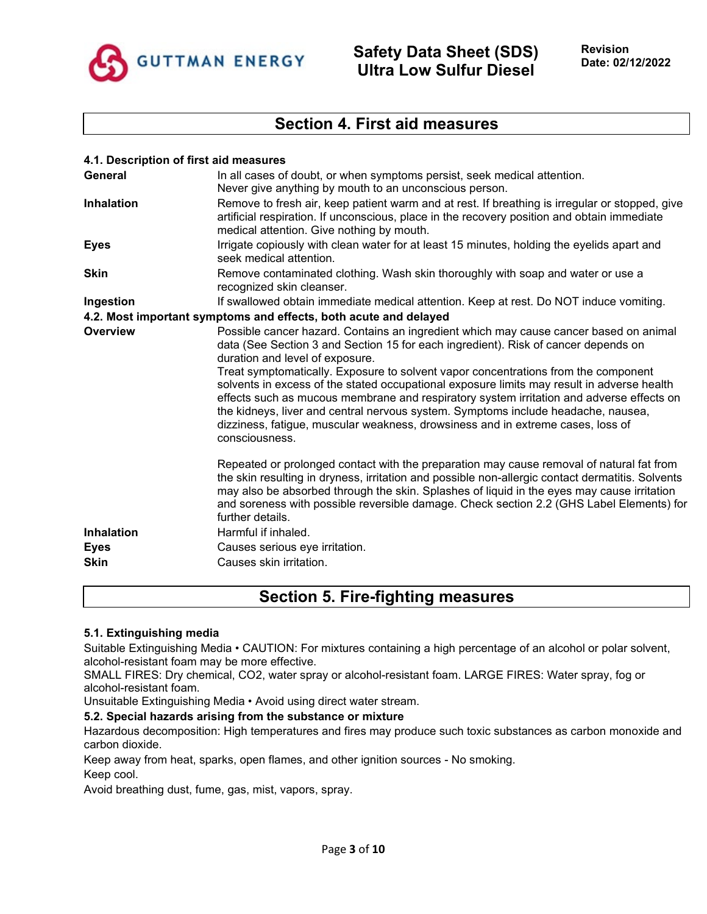## Section 4. First aid measures

### 4.1. Description of first aid measures

| | |
|---|---|
| **General** | In all cases of doubt, or when symptoms persist, seek medical attention. Never give anything by mouth to an unconscious person. |
| **Inhalation** | Remove to fresh air, keep patient warm and at rest. If breathing is irregular or stopped, give artificial respiration. If unconscious, place in the recovery position and obtain immediate medical attention. Give nothing by mouth. |
| **Eyes** | Irrigate copiously with clean water for at least 15 minutes, holding the eyelids apart and seek medical attention. |
| **Skin** | Remove contaminated clothing. Wash skin thoroughly with soap and water or use a recognized skin cleanser. |
| **Ingestion** | If swallowed obtain immediate medical attention. Keep at rest. Do NOT induce vomiting. |

### 4.2. Most important symptoms and effects, both acute and delayed

| | |
|---|---|
| **Overview** | Possible cancer hazard. Contains an ingredient which may cause cancer based on animal data (See Section 3 and Section 15 for each ingredient). Risk of cancer depends on duration and level of exposure. Treat symptomatically. Exposure to solvent vapor concentrations from the component solvents in excess of the stated occupational exposure limits may result in adverse health effects such as mucous membrane and respiratory system irritation and adverse effects on the kidneys, liver and central nervous system. Symptoms include headache, nausea, dizziness, fatigue, muscular weakness, drowsiness and in extreme cases, loss of consciousness.<br><br>Repeated or prolonged contact with the preparation may cause removal of natural fat from the skin resulting in dryness, irritation and possible non-allergic contact dermatitis. Solvents may also be absorbed through the skin. Splashes of liquid in the eyes may cause irritation and soreness with possible reversible damage. Check section 2.2 (GHS Label Elements) for further details. |
| **Inhalation** | Harmful if inhaled. |
| **Eyes** | Causes serious eye irritation. |
| **Skin** | Causes skin irritation. |

## Section 5. Fire-fighting measures

### 5.1. Extinguishing media

Suitable Extinguishing Media • CAUTION: For mixtures containing a high percentage of an alcohol or polar solvent, alcohol-resistant foam may be more effective.

SMALL FIRES: Dry chemical, $CO_2$, water spray or alcohol-resistant foam. LARGE FIRES: Water spray, fog or alcohol-resistant foam.

Unsuitable Extinguishing Media • Avoid using direct water stream.

### 5.2. Special hazards arising from the substance or mixture

Hazardous decomposition: High temperatures and fires may produce such toxic substances as carbon monoxide and carbon dioxide.

Keep away from heat, sparks, open flames, and other ignition sources - No smoking.

Keep cool.

Avoid breathing dust, fume, gas, mist, vapors, spray.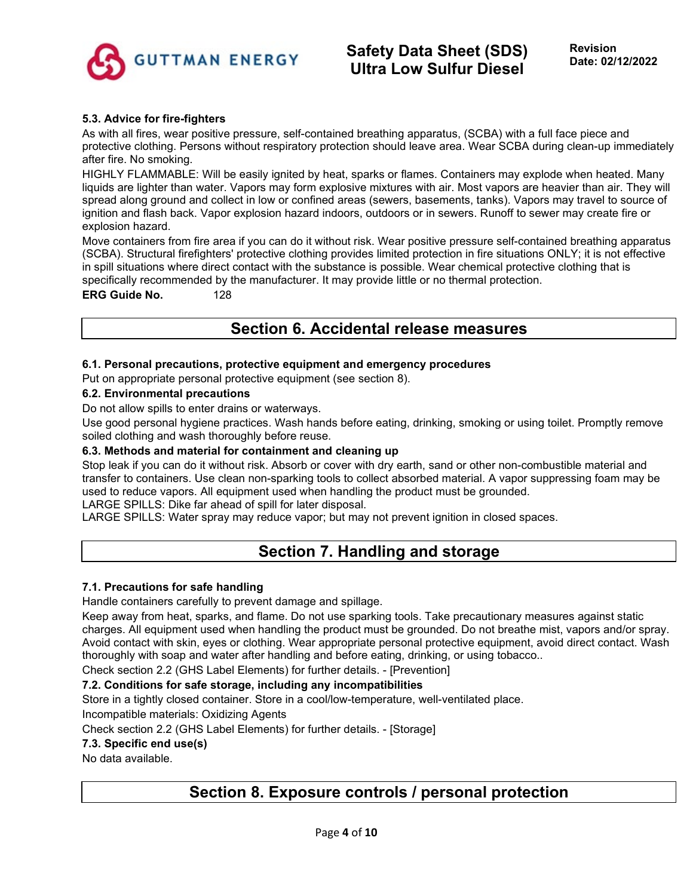### 5.3. Advice for fire-fighters

As with all fires, wear positive pressure, self-contained breathing apparatus, (SCBA) with a full face piece and protective clothing. Persons without respiratory protection should leave area. Wear SCBA during clean-up immediately after fire. No smoking.

HIGHLY FLAMMABLE: Will be easily ignited by heat, sparks or flames. Containers may explode when heated. Many liquids are lighter than water. Vapors may form explosive mixtures with air. Most vapors are heavier than air. They will spread along ground and collect in low or confined areas (sewers, basements, tanks). Vapors may travel to source of ignition and flash back. Vapor explosion hazard indoors, outdoors or in sewers. Runoff to sewer may create fire or explosion hazard.

Move containers from fire area if you can do it without risk. Wear positive pressure self-contained breathing apparatus (SCBA). Structural firefighters' protective clothing provides limited protection in fire situations ONLY; it is not effective in spill situations where direct contact with the substance is possible. Wear chemical protective clothing that is specifically recommended by the manufacturer. It may provide little or no thermal protection.

**ERG Guide No.** 128

## Section 6. Accidental release measures

### 6.1. Personal precautions, protective equipment and emergency procedures

Put on appropriate personal protective equipment (see section 8).

### 6.2. Environmental precautions

Do not allow spills to enter drains or waterways.

Use good personal hygiene practices. Wash hands before eating, drinking, smoking or using toilet. Promptly remove soiled clothing and wash thoroughly before reuse.

### 6.3. Methods and material for containment and cleaning up

Stop leak if you can do it without risk. Absorb or cover with dry earth, sand or other non-combustible material and transfer to containers. Use clean non-sparking tools to collect absorbed material. A vapor suppressing foam may be used to reduce vapors. All equipment used when handling the product must be grounded.

LARGE SPILLS: Dike far ahead of spill for later disposal.

LARGE SPILLS: Water spray may reduce vapor; but may not prevent ignition in closed spaces.

## Section 7. Handling and storage

### 7.1. Precautions for safe handling

Handle containers carefully to prevent damage and spillage.

Keep away from heat, sparks, and flame. Do not use sparking tools. Take precautionary measures against static charges. All equipment used when handling the product must be grounded. Do not breathe mist, vapors and/or spray. Avoid contact with skin, eyes or clothing. Wear appropriate personal protective equipment, avoid direct contact. Wash thoroughly with soap and water after handling and before eating, drinking, or using tobacco..

Check section 2.2 (GHS Label Elements) for further details. - [Prevention]

### 7.2. Conditions for safe storage, including any incompatibilities

Store in a tightly closed container. Store in a cool/low-temperature, well-ventilated place.

Incompatible materials: Oxidizing Agents

Check section 2.2 (GHS Label Elements) for further details. - [Storage]

### 7.3. Specific end use(s)

No data available.

## Section 8. Exposure controls / personal protection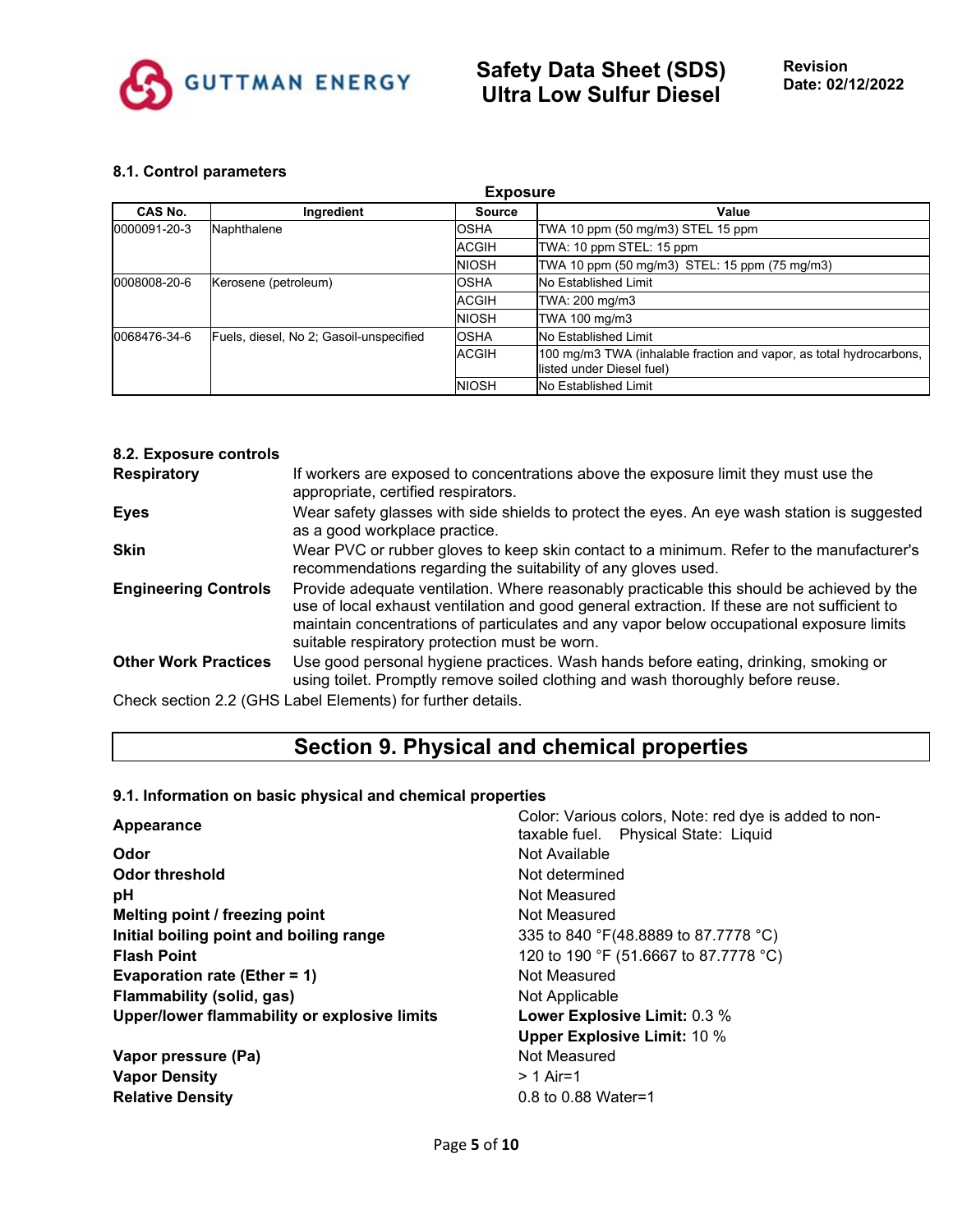### 8.1. Control parameters

**Exposure**

| CAS No. | Ingredient | Source | Value |
|---|---|---|---|
| 0000091-20-3 | Naphthalene | OSHA | TWA 10 ppm (50 mg/m3) STEL 15 ppm |
| | | ACGIH | TWA: 10 ppm STEL: 15 ppm |
| | | NIOSH | TWA 10 ppm (50 mg/m3) STEL: 15 ppm (75 mg/m3) |
| 0008008-20-6 | Kerosene (petroleum) | OSHA | No Established Limit |
| | | ACGIH | TWA: 200 mg/m3 |
| | | NIOSH | TWA 100 mg/m3 |
| 0068476-34-6 | Fuels, diesel, No 2; Gasoil-unspecified | OSHA | No Established Limit |
| | | ACGIH | 100 mg/m3 TWA (inhalable fraction and vapor, as total hydrocarbons, listed under Diesel fuel) |
| | | NIOSH | No Established Limit |

### 8.2. Exposure controls

**Respiratory** If workers are exposed to concentrations above the exposure limit they must use the appropriate, certified respirators.

**Eyes** Wear safety glasses with side shields to protect the eyes. An eye wash station is suggested as a good workplace practice.

**Skin** Wear PVC or rubber gloves to keep skin contact to a minimum. Refer to the manufacturer's recommendations regarding the suitability of any gloves used.

**Engineering Controls** Provide adequate ventilation. Where reasonably practicable this should be achieved by the use of local exhaust ventilation and good general extraction. If these are not sufficient to maintain concentrations of particulates and any vapor below occupational exposure limits suitable respiratory protection must be worn.

**Other Work Practices** Use good personal hygiene practices. Wash hands before eating, drinking, smoking or using toilet. Promptly remove soiled clothing and wash thoroughly before reuse.

Check section 2.2 (GHS Label Elements) for further details.

## Section 9. Physical and chemical properties

### 9.1. Information on basic physical and chemical properties

**Appearance** Color: Various colors, Note: red dye is added to non-taxable fuel. Physical State: Liquid

**Odor** Not Available

**Odor threshold** Not determined

**pH** Not Measured

**Melting point / freezing point** Not Measured

**Initial boiling point and boiling range** 335 to 840 °F(48.8889 to 87.7778 °C)

**Flash Point** 120 to 190 °F (51.6667 to 87.7778 °C)

**Evaporation rate (Ether = 1)** Not Measured

**Flammability (solid, gas)** Not Applicable

**Upper/lower flammability or explosive limits** **Lower Explosive Limit:** 0.3 %
**Upper Explosive Limit:** 10 %

**Vapor pressure (Pa)** Not Measured

**Vapor Density** > 1 Air=1

**Relative Density** 0.8 to 0.88 Water=1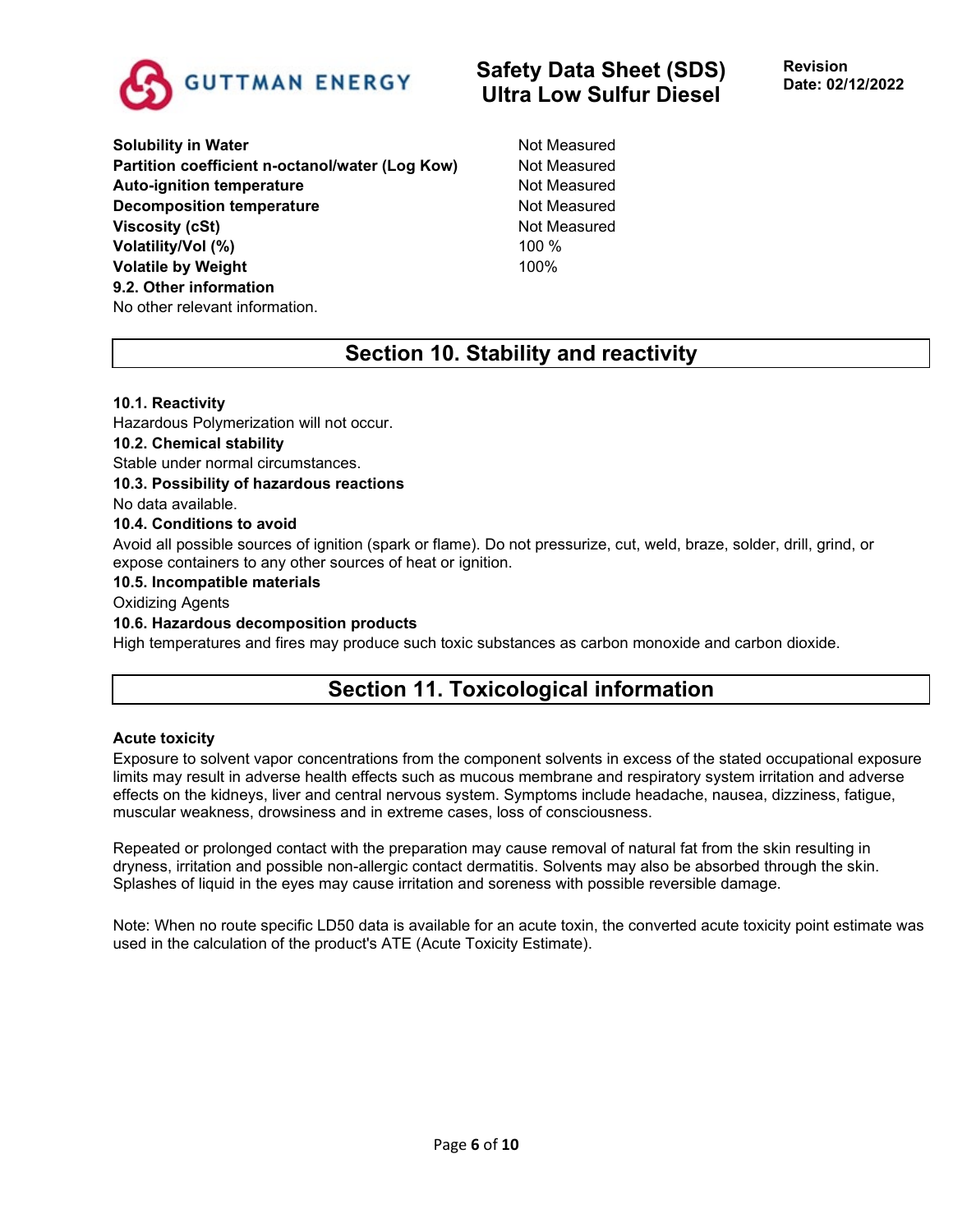| | |
|---|---|
| **Solubility in Water** | Not Measured |
| **Partition coefficient n-octanol/water (Log Kow)** | Not Measured |
| **Auto-ignition temperature** | Not Measured |
| **Decomposition temperature** | Not Measured |
| **Viscosity (cSt)** | Not Measured |
| **Volatility/Vol (%)** | 100 % |
| **Volatile by Weight** | 100% |

**9.2. Other information**

No other relevant information.

## Section 10. Stability and reactivity

**10.1. Reactivity**

Hazardous Polymerization will not occur.

**10.2. Chemical stability**

Stable under normal circumstances.

**10.3. Possibility of hazardous reactions**

No data available.

**10.4. Conditions to avoid**

Avoid all possible sources of ignition (spark or flame). Do not pressurize, cut, weld, braze, solder, drill, grind, or expose containers to any other sources of heat or ignition.

**10.5. Incompatible materials**

Oxidizing Agents

**10.6. Hazardous decomposition products**

High temperatures and fires may produce such toxic substances as carbon monoxide and carbon dioxide.

## Section 11. Toxicological information

**Acute toxicity**

Exposure to solvent vapor concentrations from the component solvents in excess of the stated occupational exposure limits may result in adverse health effects such as mucous membrane and respiratory system irritation and adverse effects on the kidneys, liver and central nervous system. Symptoms include headache, nausea, dizziness, fatigue, muscular weakness, drowsiness and in extreme cases, loss of consciousness.

Repeated or prolonged contact with the preparation may cause removal of natural fat from the skin resulting in dryness, irritation and possible non-allergic contact dermatitis. Solvents may also be absorbed through the skin. Splashes of liquid in the eyes may cause irritation and soreness with possible reversible damage.

Note: When no route specific LD50 data is available for an acute toxin, the converted acute toxicity point estimate was used in the calculation of the product's ATE (Acute Toxicity Estimate).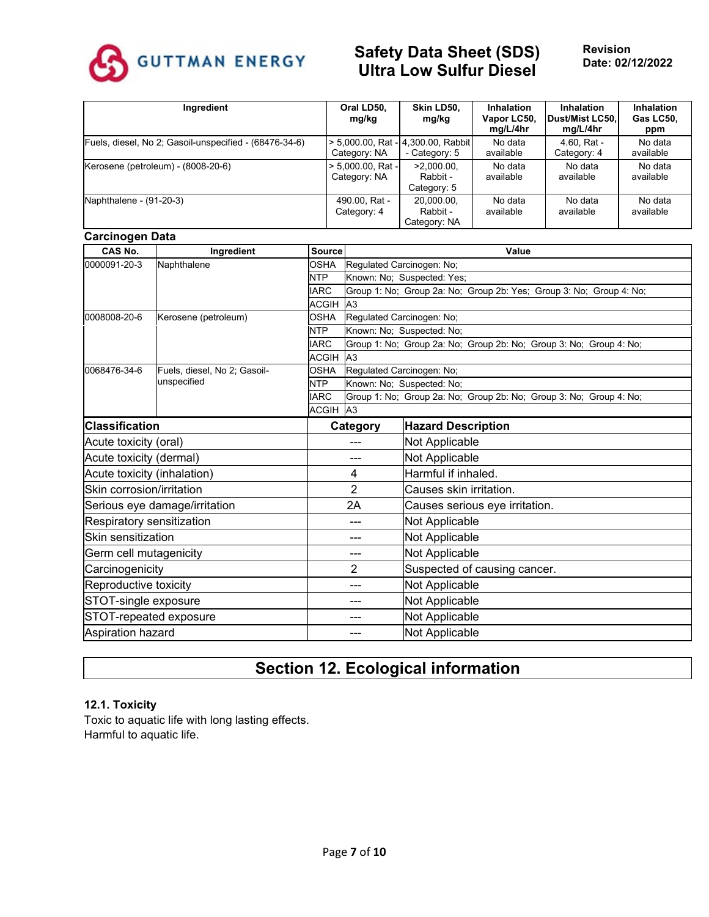| Ingredient | Oral LD50, mg/kg | Skin LD50, mg/kg | Inhalation Vapor LC50, mg/L/4hr | Inhalation Dust/Mist LC50, mg/L/4hr | Inhalation Gas LC50, ppm |
|---|---|---|---|---|---|
| Fuels, diesel, No 2; Gasoil-unspecified - (68476-34-6) | > 5,000.00, Rat - Category: NA | 4,300.00, Rabbit - Category: 5 | No data available | 4.60, Rat - Category: 4 | No data available |
| Kerosene (petroleum) - (8008-20-6) | > 5,000.00, Rat - Category: NA | >2,000.00, Rabbit - Category: 5 | No data available | No data available | No data available |
| Naphthalene - (91-20-3) | 490.00, Rat - Category: 4 | 20,000.00, Rabbit - Category: NA | No data available | No data available | No data available |

**Carcinogen Data**

| CAS No. | Ingredient | Source | Value |
|---|---|---|---|
| 0000091-20-3 | Naphthalene | OSHA | Regulated Carcinogen: No; |
| | | NTP | Known: No; Suspected: Yes; |
| | | IARC | Group 1: No; Group 2a: No; Group 2b: Yes; Group 3: No; Group 4: No; |
| | | ACGIH | A3 |
| 0008008-20-6 | Kerosene (petroleum) | OSHA | Regulated Carcinogen: No; |
| | | NTP | Known: No; Suspected: No; |
| | | IARC | Group 1: No; Group 2a: No; Group 2b: No; Group 3: No; Group 4: No; |
| | | ACGIH | A3 |
| 0068476-34-6 | Fuels, diesel, No 2; Gasoil-unspecified | OSHA | Regulated Carcinogen: No; |
| | | NTP | Known: No; Suspected: No; |
| | | IARC | Group 1: No; Group 2a: No; Group 2b: No; Group 3: No; Group 4: No; |
| | | ACGIH | A3 |

| Classification | Category | Hazard Description |
|---|---|---|
| Acute toxicity (oral) | --- | Not Applicable |
| Acute toxicity (dermal) | --- | Not Applicable |
| Acute toxicity (inhalation) | 4 | Harmful if inhaled. |
| Skin corrosion/irritation | 2 | Causes skin irritation. |
| Serious eye damage/irritation | 2A | Causes serious eye irritation. |
| Respiratory sensitization | --- | Not Applicable |
| Skin sensitization | --- | Not Applicable |
| Germ cell mutagenicity | --- | Not Applicable |
| Carcinogenicity | 2 | Suspected of causing cancer. |
| Reproductive toxicity | --- | Not Applicable |
| STOT-single exposure | --- | Not Applicable |
| STOT-repeated exposure | --- | Not Applicable |
| Aspiration hazard | --- | Not Applicable |

## Section 12. Ecological information

### 12.1. Toxicity

Toxic to aquatic life with long lasting effects.
Harmful to aquatic life.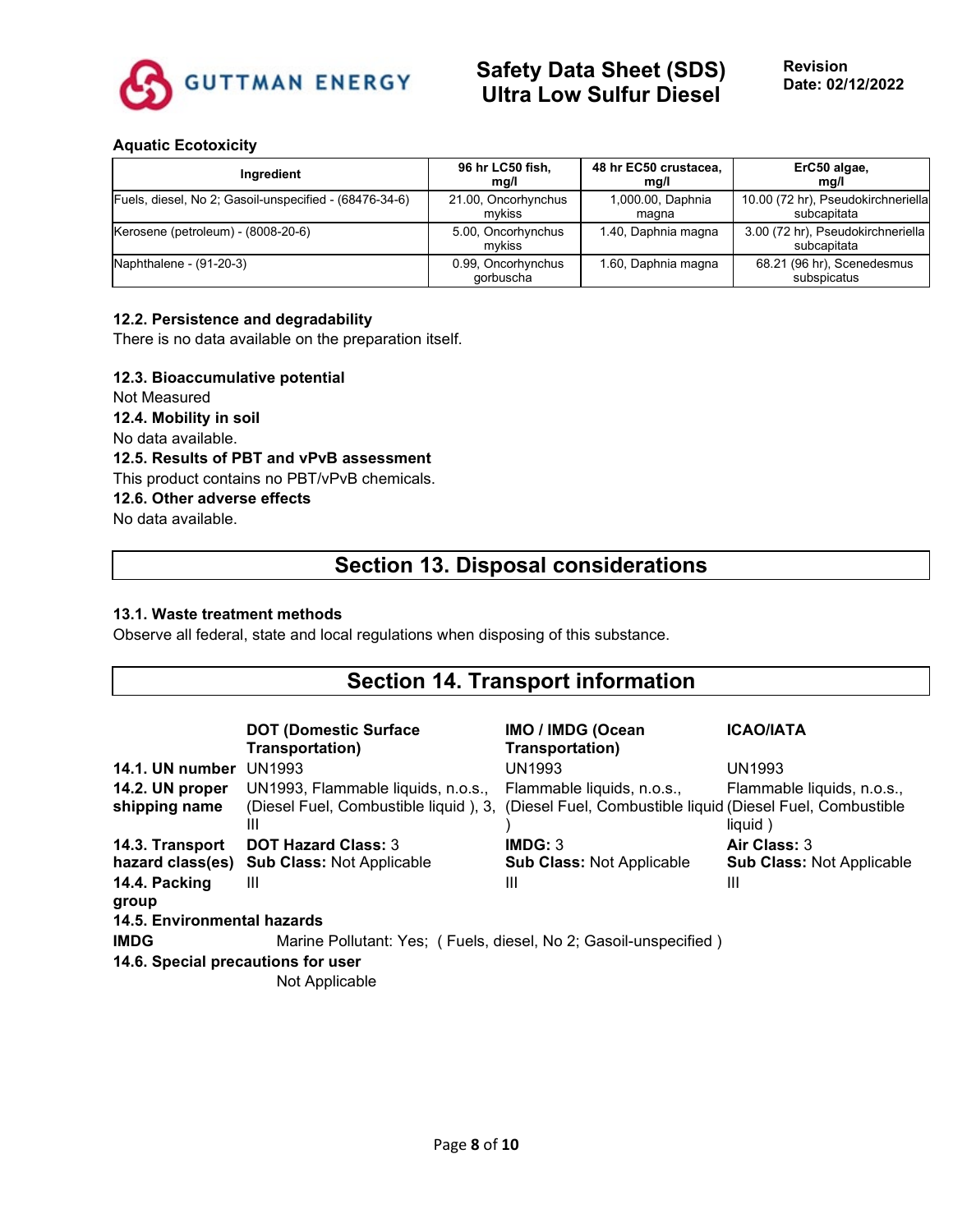**Aquatic Ecotoxicity**

| Ingredient | 96 hr LC50 fish, mg/l | 48 hr EC50 crustacea, mg/l | ErC50 algae, mg/l |
|---|---|---|---|
| Fuels, diesel, No 2; Gasoil-unspecified - (68476-34-6) | 21.00, Oncorhynchus mykiss | 1,000.00, Daphnia magna | 10.00 (72 hr), Pseudokirchneriella subcapitata |
| Kerosene (petroleum) - (8008-20-6) | 5.00, Oncorhynchus mykiss | 1.40, Daphnia magna | 3.00 (72 hr), Pseudokirchneriella subcapitata |
| Naphthalene - (91-20-3) | 0.99, Oncorhynchus gorbuscha | 1.60, Daphnia magna | 68.21 (96 hr), Scenedesmus subspicatus |

**12.2. Persistence and degradability**

There is no data available on the preparation itself.

**12.3. Bioaccumulative potential**

Not Measured

**12.4. Mobility in soil**

No data available.

**12.5. Results of PBT and vPvB assessment**

This product contains no PBT/vPvB chemicals.

**12.6. Other adverse effects**

No data available.

## Section 13. Disposal considerations

**13.1. Waste treatment methods**

Observe all federal, state and local regulations when disposing of this substance.

## Section 14. Transport information

| | DOT (Domestic Surface Transportation) | IMO / IMDG (Ocean Transportation) | ICAO/IATA |
|---|---|---|---|
| **14.1. UN number** | UN1993 | UN1993 | UN1993 |
| **14.2. UN proper shipping name** | UN1993, Flammable liquids, n.o.s., (Diesel Fuel, Combustible liquid ), 3, III | Flammable liquids, n.o.s., (Diesel Fuel, Combustible liquid ) | Flammable liquids, n.o.s., (Diesel Fuel, Combustible liquid ) |
| **14.3. Transport hazard class(es)** | **DOT Hazard Class:** 3<br>**Sub Class:** Not Applicable | **IMDG:** 3<br>**Sub Class:** Not Applicable | **Air Class:** 3<br>**Sub Class:** Not Applicable |
| **14.4. Packing group** | III | III | III |

**14.5. Environmental hazards**

**IMDG** Marine Pollutant: Yes; ( Fuels, diesel, No 2; Gasoil-unspecified )

**14.6. Special precautions for user**

Not Applicable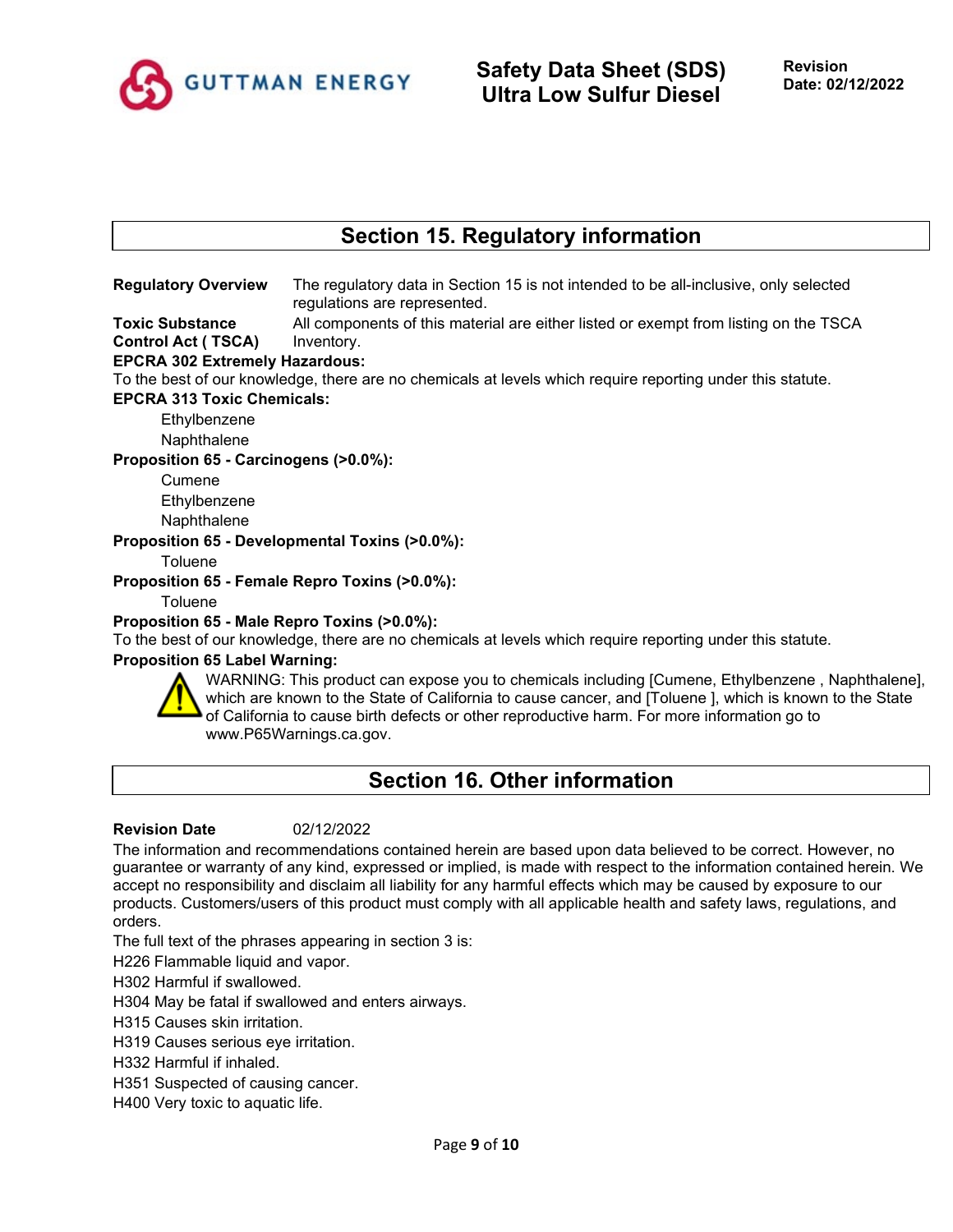## Section 15. Regulatory information

**Regulatory Overview** The regulatory data in Section 15 is not intended to be all-inclusive, only selected regulations are represented.

**Toxic Substance Control Act ( TSCA)** All components of this material are either listed or exempt from listing on the TSCA Inventory.

**EPCRA 302 Extremely Hazardous:**
To the best of our knowledge, there are no chemicals at levels which require reporting under this statute.

**EPCRA 313 Toxic Chemicals:**
- Ethylbenzene
- Naphthalene

**Proposition 65 - Carcinogens (>0.0%):**
- Cumene
- Ethylbenzene
- Naphthalene

**Proposition 65 - Developmental Toxins (>0.0%):**
- Toluene

**Proposition 65 - Female Repro Toxins (>0.0%):**
- Toluene

**Proposition 65 - Male Repro Toxins (>0.0%):**
To the best of our knowledge, there are no chemicals at levels which require reporting under this statute.

**Proposition 65 Label Warning:**
WARNING: This product can expose you to chemicals including [Cumene, Ethylbenzene , Naphthalene], which are known to the State of California to cause cancer, and [Toluene ], which is known to the State of California to cause birth defects or other reproductive harm. For more information go to www.P65Warnings.ca.gov.

## Section 16. Other information

**Revision Date** 02/12/2022

The information and recommendations contained herein are based upon data believed to be correct. However, no guarantee or warranty of any kind, expressed or implied, is made with respect to the information contained herein. We accept no responsibility and disclaim all liability for any harmful effects which may be caused by exposure to our products. Customers/users of this product must comply with all applicable health and safety laws, regulations, and orders.

The full text of the phrases appearing in section 3 is:

H226 Flammable liquid and vapor.
H302 Harmful if swallowed.
H304 May be fatal if swallowed and enters airways.
H315 Causes skin irritation.
H319 Causes serious eye irritation.
H332 Harmful if inhaled.
H351 Suspected of causing cancer.
H400 Very toxic to aquatic life.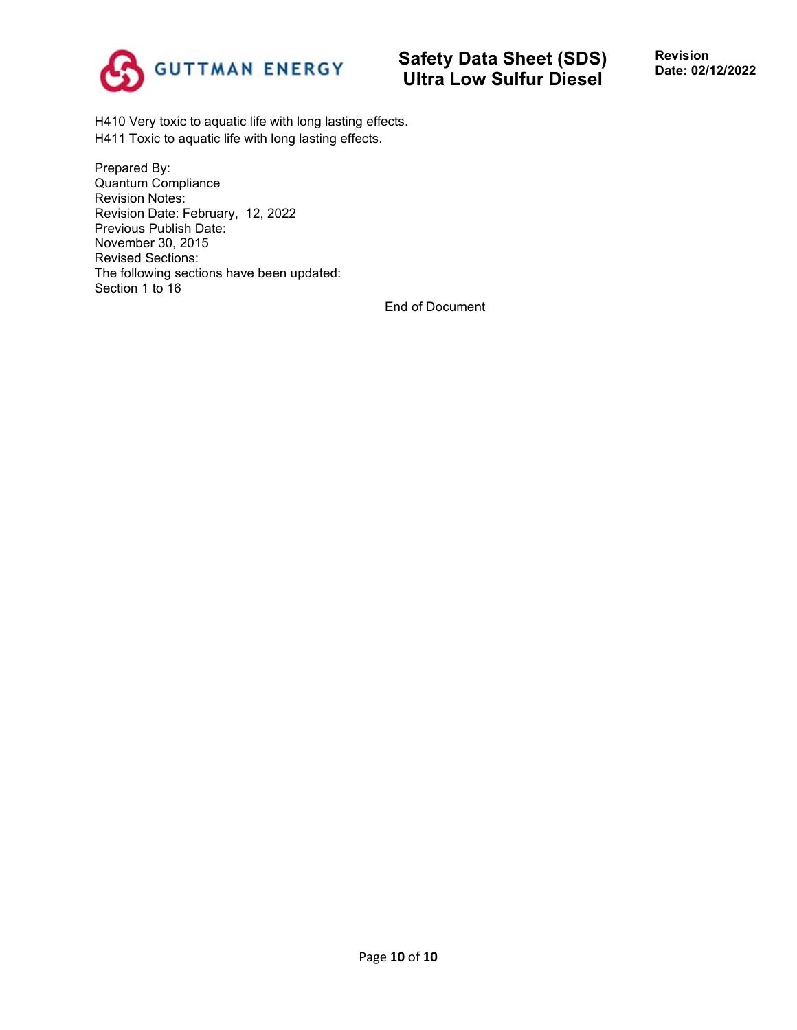H410 Very toxic to aquatic life with long lasting effects.
H411 Toxic to aquatic life with long lasting effects.

Prepared By:
Quantum Compliance
Revision Notes:
Revision Date: February, 12, 2022
Previous Publish Date:
November 30, 2015
Revised Sections:
The following sections have been updated:
Section 1 to 16

End of Document